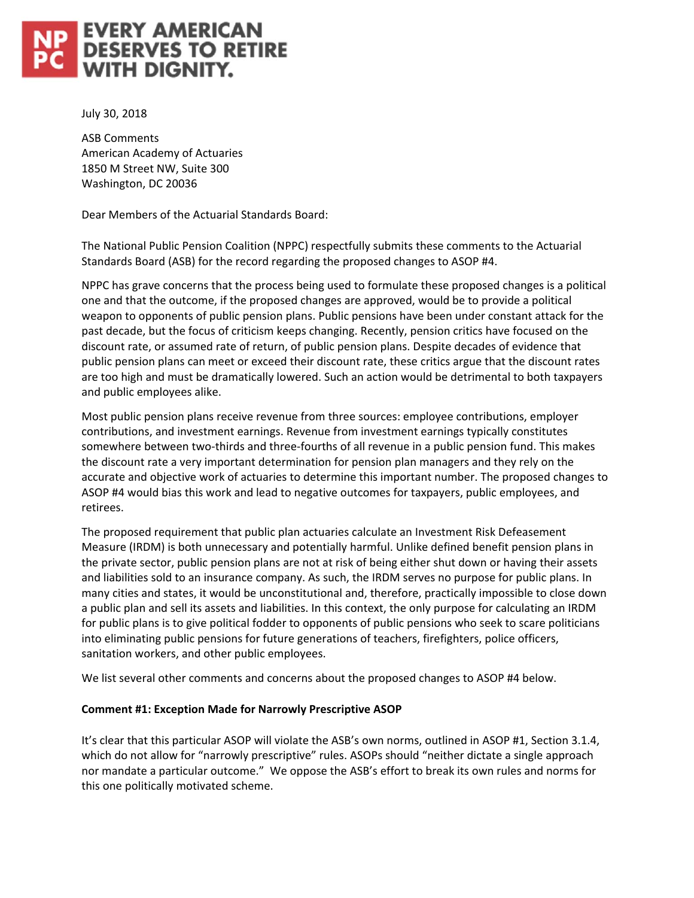NP PC EVERY AMERICAN DESERVES TO RETIRE WITH DIGNITY.

July 30, 2018

ASB Comments  
American Academy of Actuaries  
1850 M Street NW, Suite 300  
Washington, DC 20036

Dear Members of the Actuarial Standards Board:

The National Public Pension Coalition (NPPC) respectfully submits these comments to the Actuarial Standards Board (ASB) for the record regarding the proposed changes to ASOP #4.

NPPC has grave concerns that the process being used to formulate these proposed changes is a political one and that the outcome, if the proposed changes are approved, would be to provide a political weapon to opponents of public pension plans. Public pensions have been under constant attack for the past decade, but the focus of criticism keeps changing. Recently, pension critics have focused on the discount rate, or assumed rate of return, of public pension plans. Despite decades of evidence that public pension plans can meet or exceed their discount rate, these critics argue that the discount rates are too high and must be dramatically lowered. Such an action would be detrimental to both taxpayers and public employees alike.

Most public pension plans receive revenue from three sources: employee contributions, employer contributions, and investment earnings. Revenue from investment earnings typically constitutes somewhere between two-thirds and three-fourths of all revenue in a public pension fund. This makes the discount rate a very important determination for pension plan managers and they rely on the accurate and objective work of actuaries to determine this important number. The proposed changes to ASOP #4 would bias this work and lead to negative outcomes for taxpayers, public employees, and retirees.

The proposed requirement that public plan actuaries calculate an Investment Risk Defeasement Measure (IRDM) is both unnecessary and potentially harmful. Unlike defined benefit pension plans in the private sector, public pension plans are not at risk of being either shut down or having their assets and liabilities sold to an insurance company. As such, the IRDM serves no purpose for public plans. In many cities and states, it would be unconstitutional and, therefore, practically impossible to close down a public plan and sell its assets and liabilities. In this context, the only purpose for calculating an IRDM for public plans is to give political fodder to opponents of public pensions who seek to scare politicians into eliminating public pensions for future generations of teachers, firefighters, police officers, sanitation workers, and other public employees.

We list several other comments and concerns about the proposed changes to ASOP #4 below.

**Comment #1: Exception Made for Narrowly Prescriptive ASOP**

It's clear that this particular ASOP will violate the ASB's own norms, outlined in ASOP #1, Section 3.1.4, which do not allow for "narrowly prescriptive" rules. ASOPs should "neither dictate a single approach nor mandate a particular outcome." We oppose the ASB's effort to break its own rules and norms for this one politically motivated scheme.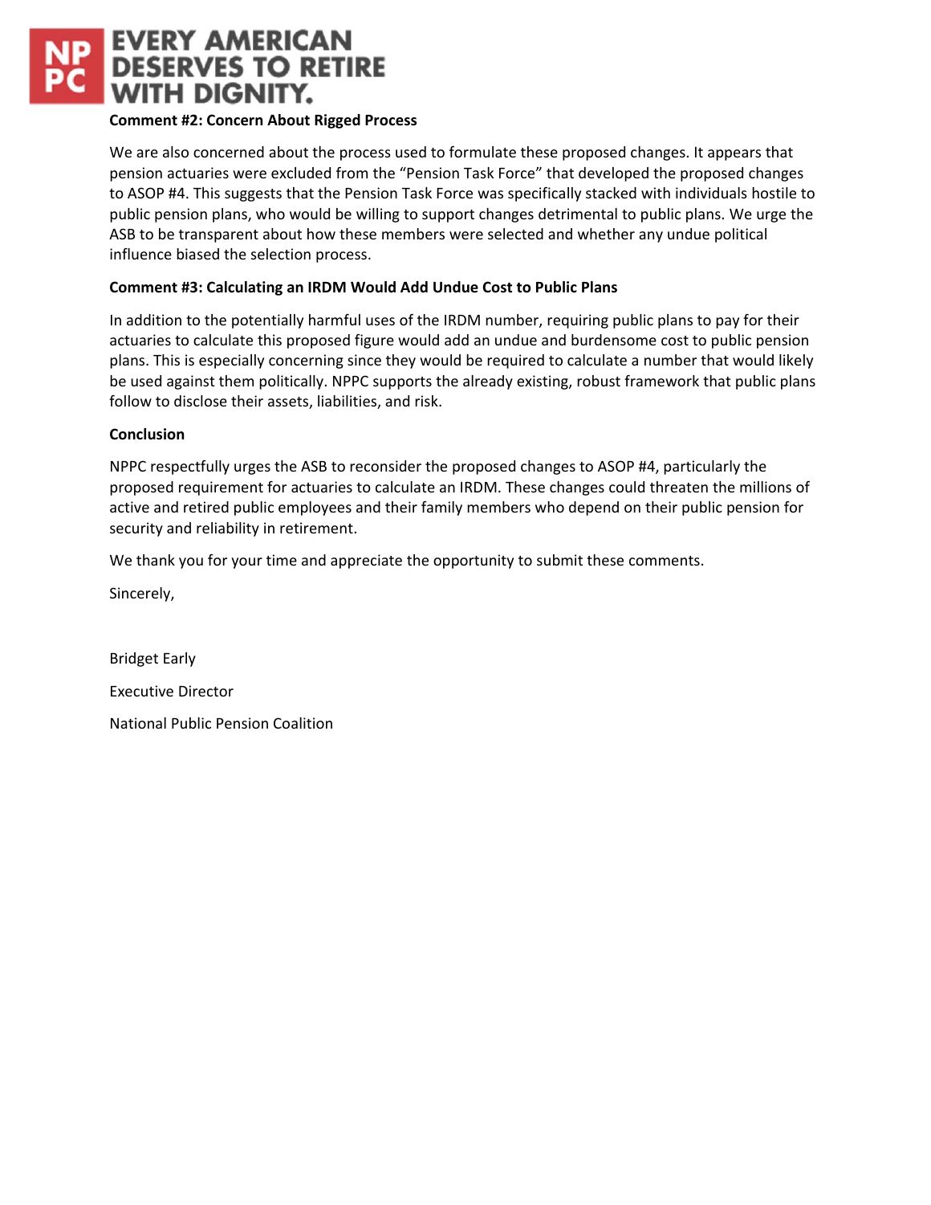**Comment #2: Concern About Rigged Process**

We are also concerned about the process used to formulate these proposed changes. It appears that pension actuaries were excluded from the "Pension Task Force" that developed the proposed changes to ASOP #4. This suggests that the Pension Task Force was specifically stacked with individuals hostile to public pension plans, who would be willing to support changes detrimental to public plans. We urge the ASB to be transparent about how these members were selected and whether any undue political influence biased the selection process.

**Comment #3: Calculating an IRDM Would Add Undue Cost to Public Plans**

In addition to the potentially harmful uses of the IRDM number, requiring public plans to pay for their actuaries to calculate this proposed figure would add an undue and burdensome cost to public pension plans. This is especially concerning since they would be required to calculate a number that would likely be used against them politically. NPPC supports the already existing, robust framework that public plans follow to disclose their assets, liabilities, and risk.

**Conclusion**

NPPC respectfully urges the ASB to reconsider the proposed changes to ASOP #4, particularly the proposed requirement for actuaries to calculate an IRDM. These changes could threaten the millions of active and retired public employees and their family members who depend on their public pension for security and reliability in retirement.

We thank you for your time and appreciate the opportunity to submit these comments.

Sincerely,

Bridget Early

Executive Director

National Public Pension Coalition